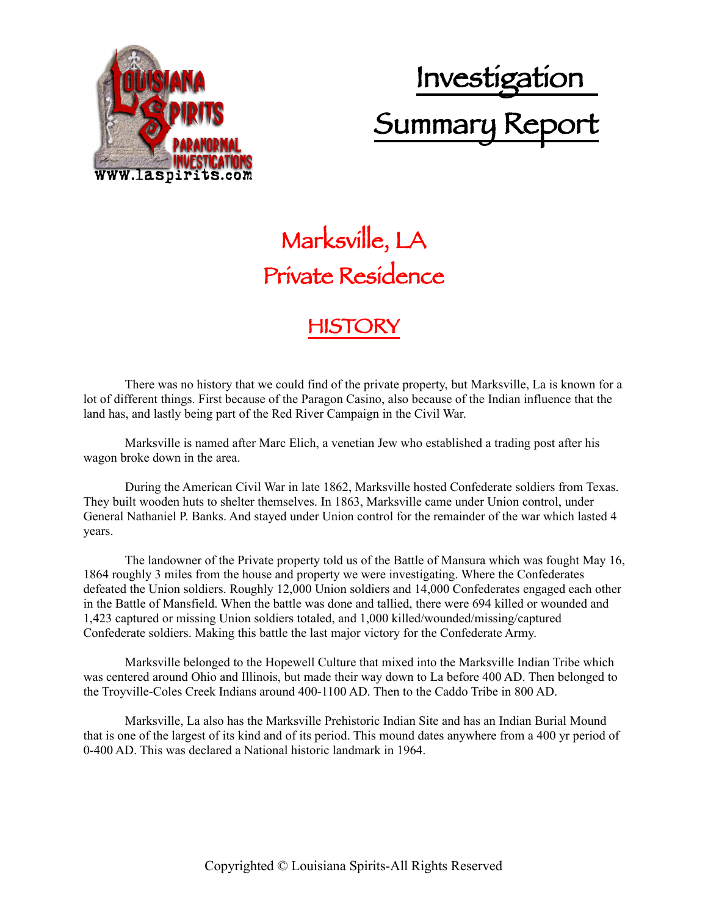# Investigation Summary Report

## Marksville, LA
## Private Residence

## HISTORY

There was no history that we could find of the private property, but Marksville, La is known for a lot of different things. First because of the Paragon Casino, also because of the Indian influence that the land has, and lastly being part of the Red River Campaign in the Civil War.

Marksville is named after Marc Elich, a venetian Jew who established a trading post after his wagon broke down in the area.

During the American Civil War in late 1862, Marksville hosted Confederate soldiers from Texas. They built wooden huts to shelter themselves. In 1863, Marksville came under Union control, under General Nathaniel P. Banks. And stayed under Union control for the remainder of the war which lasted 4 years.

The landowner of the Private property told us of the Battle of Mansura which was fought May 16, 1864 roughly 3 miles from the house and property we were investigating. Where the Confederates defeated the Union soldiers. Roughly 12,000 Union soldiers and 14,000 Confederates engaged each other in the Battle of Mansfield. When the battle was done and tallied, there were 694 killed or wounded and 1,423 captured or missing Union soldiers totaled, and 1,000 killed/wounded/missing/captured Confederate soldiers. Making this battle the last major victory for the Confederate Army.

Marksville belonged to the Hopewell Culture that mixed into the Marksville Indian Tribe which was centered around Ohio and Illinois, but made their way down to La before 400 AD. Then belonged to the Troyville-Coles Creek Indians around 400-1100 AD. Then to the Caddo Tribe in 800 AD.

Marksville, La also has the Marksville Prehistoric Indian Site and has an Indian Burial Mound that is one of the largest of its kind and of its period. This mound dates anywhere from a 400 yr period of 0-400 AD. This was declared a National historic landmark in 1964.

Copyrighted © Louisiana Spirits-All Rights Reserved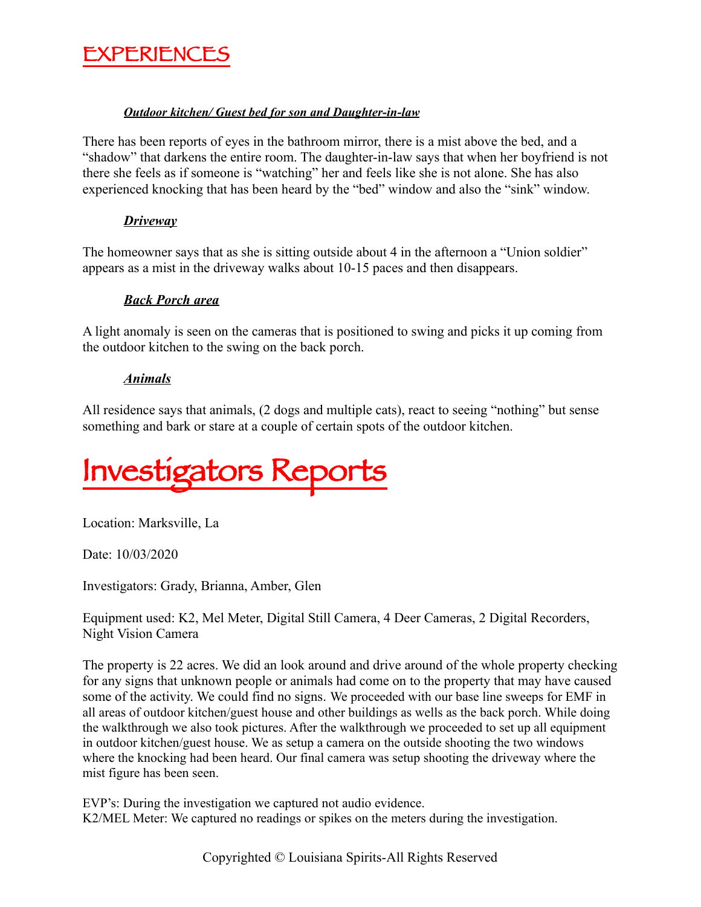# EXPERIENCES

***Outdoor kitchen/ Guest bed for son and Daughter-in-law***

There has been reports of eyes in the bathroom mirror, there is a mist above the bed, and a "shadow" that darkens the entire room. The daughter-in-law says that when her boyfriend is not there she feels as if someone is "watching" her and feels like she is not alone. She has also experienced knocking that has been heard by the "bed" window and also the "sink" window.

***Driveway***

The homeowner says that as she is sitting outside about 4 in the afternoon a "Union soldier" appears as a mist in the driveway walks about 10-15 paces and then disappears.

***Back Porch area***

A light anomaly is seen on the cameras that is positioned to swing and picks it up coming from the outdoor kitchen to the swing on the back porch.

***Animals***

All residence says that animals, (2 dogs and multiple cats), react to seeing "nothing" but sense something and bark or stare at a couple of certain spots of the outdoor kitchen.

# Investigators Reports

Location: Marksville, La

Date: 10/03/2020

Investigators: Grady, Brianna, Amber, Glen

Equipment used: K2, Mel Meter, Digital Still Camera, 4 Deer Cameras, 2 Digital Recorders, Night Vision Camera

The property is 22 acres. We did an look around and drive around of the whole property checking for any signs that unknown people or animals had come on to the property that may have caused some of the activity. We could find no signs. We proceeded with our base line sweeps for EMF in all areas of outdoor kitchen/guest house and other buildings as wells as the back porch. While doing the walkthrough we also took pictures. After the walkthrough we proceeded to set up all equipment in outdoor kitchen/guest house. We as setup a camera on the outside shooting the two windows where the knocking had been heard. Our final camera was setup shooting the driveway where the mist figure has been seen.

EVP's: During the investigation we captured not audio evidence.
K2/MEL Meter: We captured no readings or spikes on the meters during the investigation.

Copyrighted © Louisiana Spirits-All Rights Reserved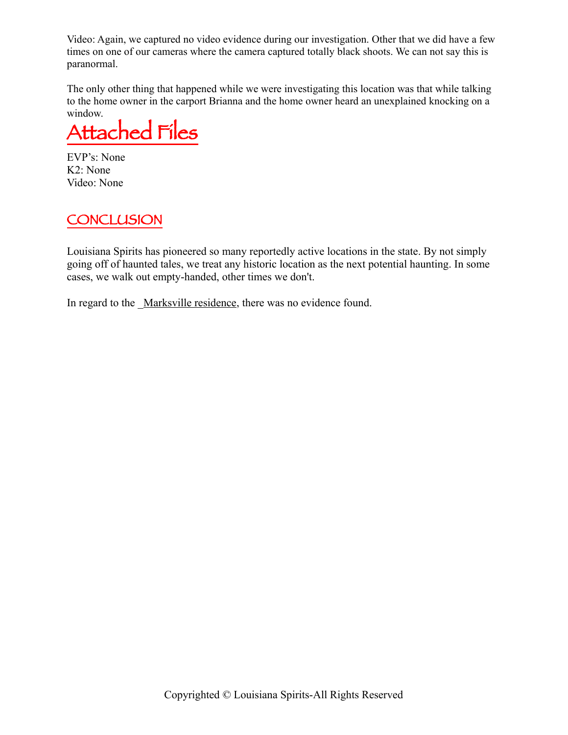Video: Again, we captured no video evidence during our investigation. Other that we did have a few times on one of our cameras where the camera captured totally black shoots. We can not say this is paranormal.

The only other thing that happened while we were investigating this location was that while talking to the home owner in the carport Brianna and the home owner heard an unexplained knocking on a window.

# Attached Files

EVP's: None
K2: None
Video: None

## CONCLUSION

Louisiana Spirits has pioneered so many reportedly active locations in the state. By not simply going off of haunted tales, we treat any historic location as the next potential haunting. In some cases, we walk out empty-handed, other times we don't.

In regard to the _Marksville residence, there was no evidence found.

Copyrighted © Louisiana Spirits-All Rights Reserved